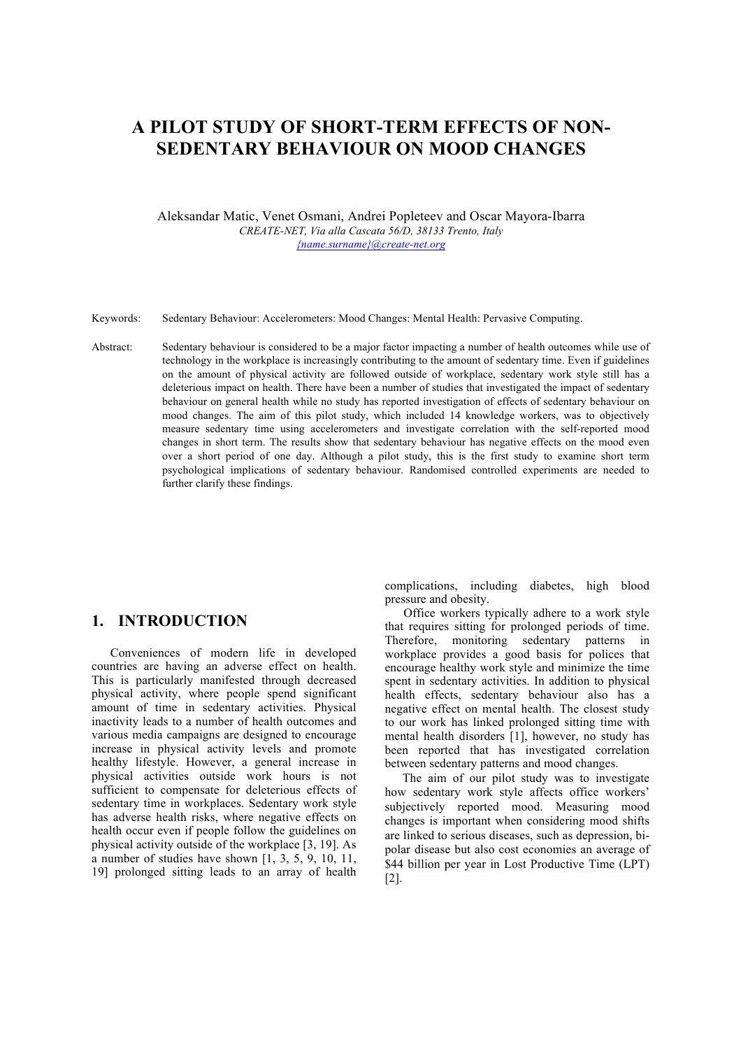# A PILOT STUDY OF SHORT-TERM EFFECTS OF NON-SEDENTARY BEHAVIOUR ON MOOD CHANGES

Aleksandar Matic, Venet Osmani, Andrei Popleteev and Oscar Mayora-Ibarra

*CREATE-NET, Via alla Cascata 56/D, 38133 Trento, Italy*

*{name.surname}@create-net.org*

Keywords: Sedentary Behaviour: Accelerometers: Mood Changes: Mental Health: Pervasive Computing.

Abstract: Sedentary behaviour is considered to be a major factor impacting a number of health outcomes while use of technology in the workplace is increasingly contributing to the amount of sedentary time. Even if guidelines on the amount of physical activity are followed outside of workplace, sedentary work style still has a deleterious impact on health. There have been a number of studies that investigated the impact of sedentary behaviour on general health while no study has reported investigation of effects of sedentary behaviour on mood changes. The aim of this pilot study, which included 14 knowledge workers, was to objectively measure sedentary time using accelerometers and investigate correlation with the self-reported mood changes in short term. The results show that sedentary behaviour has negative effects on the mood even over a short period of one day. Although a pilot study, this is the first study to examine short term psychological implications of sedentary behaviour. Randomised controlled experiments are needed to further clarify these findings.

## 1. INTRODUCTION

Conveniences of modern life in developed countries are having an adverse effect on health. This is particularly manifested through decreased physical activity, where people spend significant amount of time in sedentary activities. Physical inactivity leads to a number of health outcomes and various media campaigns are designed to encourage increase in physical activity levels and promote healthy lifestyle. However, a general increase in physical activities outside work hours is not sufficient to compensate for deleterious effects of sedentary time in workplaces. Sedentary work style has adverse health risks, where negative effects on health occur even if people follow the guidelines on physical activity outside of the workplace [3, 19]. As a number of studies have shown [1, 3, 5, 9, 10, 11, 19] prolonged sitting leads to an array of health complications, including diabetes, high blood pressure and obesity.

Office workers typically adhere to a work style that requires sitting for prolonged periods of time. Therefore, monitoring sedentary patterns in workplace provides a good basis for polices that encourage healthy work style and minimize the time spent in sedentary activities. In addition to physical health effects, sedentary behaviour also has a negative effect on mental health. The closest study to our work has linked prolonged sitting time with mental health disorders [1], however, no study has been reported that has investigated correlation between sedentary patterns and mood changes.

The aim of our pilot study was to investigate how sedentary work style affects office workers' subjectively reported mood. Measuring mood changes is important when considering mood shifts are linked to serious diseases, such as depression, bi-polar disease but also cost economies an average of $44 billion per year in Lost Productive Time (LPT) [2].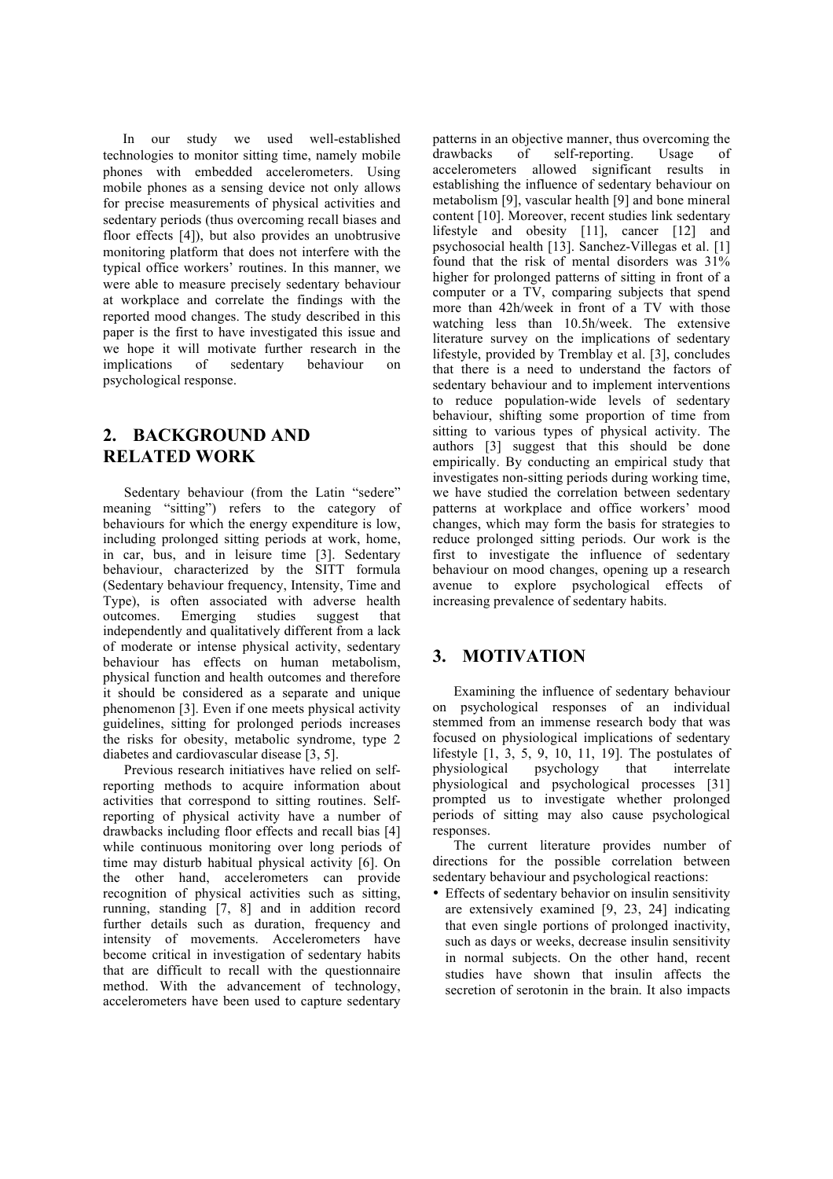In our study we used well-established technologies to monitor sitting time, namely mobile phones with embedded accelerometers. Using mobile phones as a sensing device not only allows for precise measurements of physical activities and sedentary periods (thus overcoming recall biases and floor effects [4]), but also provides an unobtrusive monitoring platform that does not interfere with the typical office workers' routines. In this manner, we were able to measure precisely sedentary behaviour at workplace and correlate the findings with the reported mood changes. The study described in this paper is the first to have investigated this issue and we hope it will motivate further research in the implications of sedentary behaviour on psychological response.

## 2. BACKGROUND AND RELATED WORK

Sedentary behaviour (from the Latin "sedere" meaning "sitting") refers to the category of behaviours for which the energy expenditure is low, including prolonged sitting periods at work, home, in car, bus, and in leisure time [3]. Sedentary behaviour, characterized by the SITT formula (Sedentary behaviour frequency, Intensity, Time and Type), is often associated with adverse health outcomes. Emerging studies suggest that independently and qualitatively different from a lack of moderate or intense physical activity, sedentary behaviour has effects on human metabolism, physical function and health outcomes and therefore it should be considered as a separate and unique phenomenon [3]. Even if one meets physical activity guidelines, sitting for prolonged periods increases the risks for obesity, metabolic syndrome, type 2 diabetes and cardiovascular disease [3, 5].

Previous research initiatives have relied on self-reporting methods to acquire information about activities that correspond to sitting routines. Self-reporting of physical activity have a number of drawbacks including floor effects and recall bias [4] while continuous monitoring over long periods of time may disturb habitual physical activity [6]. On the other hand, accelerometers can provide recognition of physical activities such as sitting, running, standing [7, 8] and in addition record further details such as duration, frequency and intensity of movements. Accelerometers have become critical in investigation of sedentary habits that are difficult to recall with the questionnaire method. With the advancement of technology, accelerometers have been used to capture sedentary patterns in an objective manner, thus overcoming the drawbacks of self-reporting. Usage of accelerometers allowed significant results in establishing the influence of sedentary behaviour on metabolism [9], vascular health [9] and bone mineral content [10]. Moreover, recent studies link sedentary lifestyle and obesity [11], cancer [12] and psychosocial health [13]. Sanchez-Villegas et al. [1] found that the risk of mental disorders was 31% higher for prolonged patterns of sitting in front of a computer or a TV, comparing subjects that spend more than 42h/week in front of a TV with those watching less than 10.5h/week. The extensive literature survey on the implications of sedentary lifestyle, provided by Tremblay et al. [3], concludes that there is a need to understand the factors of sedentary behaviour and to implement interventions to reduce population-wide levels of sedentary behaviour, shifting some proportion of time from sitting to various types of physical activity. The authors [3] suggest that this should be done empirically. By conducting an empirical study that investigates non-sitting periods during working time, we have studied the correlation between sedentary patterns at workplace and office workers' mood changes, which may form the basis for strategies to reduce prolonged sitting periods. Our work is the first to investigate the influence of sedentary behaviour on mood changes, opening up a research avenue to explore psychological effects of increasing prevalence of sedentary habits.

## 3. MOTIVATION

Examining the influence of sedentary behaviour on psychological responses of an individual stemmed from an immense research body that was focused on physiological implications of sedentary lifestyle [1, 3, 5, 9, 10, 11, 19]. The postulates of physiological psychology that interrelate physiological and psychological processes [31] prompted us to investigate whether prolonged periods of sitting may also cause psychological responses.

The current literature provides number of directions for the possible correlation between sedentary behaviour and psychological reactions:

- Effects of sedentary behavior on insulin sensitivity are extensively examined [9, 23, 24] indicating that even single portions of prolonged inactivity, such as days or weeks, decrease insulin sensitivity in normal subjects. On the other hand, recent studies have shown that insulin affects the secretion of serotonin in the brain. It also impacts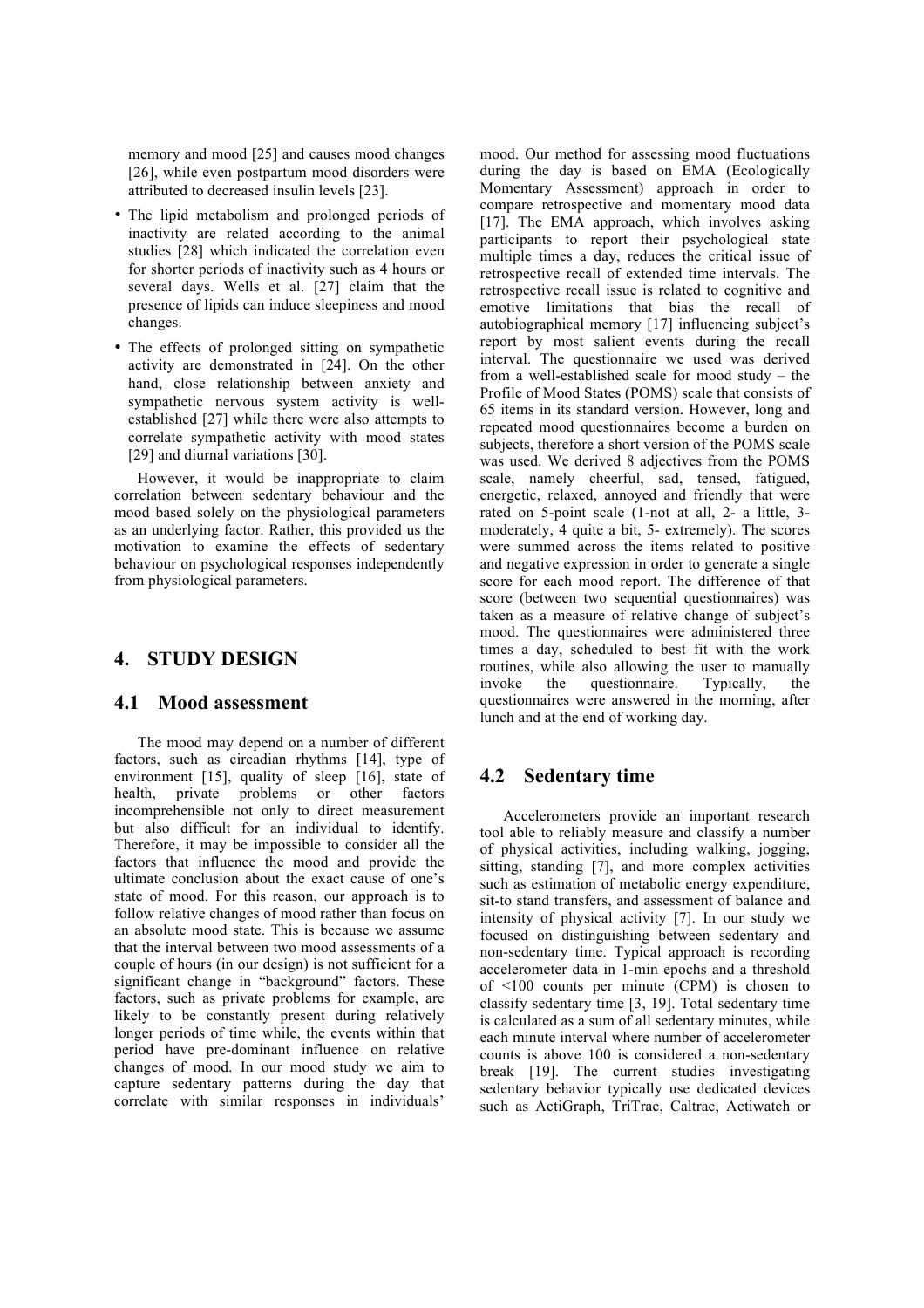memory and mood [25] and causes mood changes [26], while even postpartum mood disorders were attributed to decreased insulin levels [23].

- The lipid metabolism and prolonged periods of inactivity are related according to the animal studies [28] which indicated the correlation even for shorter periods of inactivity such as 4 hours or several days. Wells et al. [27] claim that the presence of lipids can induce sleepiness and mood changes.
- The effects of prolonged sitting on sympathetic activity are demonstrated in [24]. On the other hand, close relationship between anxiety and sympathetic nervous system activity is well-established [27] while there were also attempts to correlate sympathetic activity with mood states [29] and diurnal variations [30].

However, it would be inappropriate to claim correlation between sedentary behaviour and the mood based solely on the physiological parameters as an underlying factor. Rather, this provided us the motivation to examine the effects of sedentary behaviour on psychological responses independently from physiological parameters.

# 4. STUDY DESIGN

## 4.1 Mood assessment

The mood may depend on a number of different factors, such as circadian rhythms [14], type of environment [15], quality of sleep [16], state of health, private problems or other factors incomprehensible not only to direct measurement but also difficult for an individual to identify. Therefore, it may be impossible to consider all the factors that influence the mood and provide the ultimate conclusion about the exact cause of one's state of mood. For this reason, our approach is to follow relative changes of mood rather than focus on an absolute mood state. This is because we assume that the interval between two mood assessments of a couple of hours (in our design) is not sufficient for a significant change in "background" factors. These factors, such as private problems for example, are likely to be constantly present during relatively longer periods of time while, the events within that period have pre-dominant influence on relative changes of mood. In our mood study we aim to capture sedentary patterns during the day that correlate with similar responses in individuals' mood. Our method for assessing mood fluctuations during the day is based on EMA (Ecologically Momentary Assessment) approach in order to compare retrospective and momentary mood data [17]. The EMA approach, which involves asking participants to report their psychological state multiple times a day, reduces the critical issue of retrospective recall of extended time intervals. The retrospective recall issue is related to cognitive and emotive limitations that bias the recall of autobiographical memory [17] influencing subject's report by most salient events during the recall interval. The questionnaire we used was derived from a well-established scale for mood study – the Profile of Mood States (POMS) scale that consists of 65 items in its standard version. However, long and repeated mood questionnaires become a burden on subjects, therefore a short version of the POMS scale was used. We derived 8 adjectives from the POMS scale, namely cheerful, sad, tensed, fatigued, energetic, relaxed, annoyed and friendly that were rated on 5-point scale (1-not at all, 2- a little, 3-moderately, 4 quite a bit, 5- extremely). The scores were summed across the items related to positive and negative expression in order to generate a single score for each mood report. The difference of that score (between two sequential questionnaires) was taken as a measure of relative change of subject's mood. The questionnaires were administered three times a day, scheduled to best fit with the work routines, while also allowing the user to manually invoke the questionnaire. Typically, the questionnaires were answered in the morning, after lunch and at the end of working day.

## 4.2 Sedentary time

Accelerometers provide an important research tool able to reliably measure and classify a number of physical activities, including walking, jogging, sitting, standing [7], and more complex activities such as estimation of metabolic energy expenditure, sit-to stand transfers, and assessment of balance and intensity of physical activity [7]. In our study we focused on distinguishing between sedentary and non-sedentary time. Typical approach is recording accelerometer data in 1-min epochs and a threshold of <100 counts per minute (CPM) is chosen to classify sedentary time [3, 19]. Total sedentary time is calculated as a sum of all sedentary minutes, while each minute interval where number of accelerometer counts is above 100 is considered a non-sedentary break [19]. The current studies investigating sedentary behavior typically use dedicated devices such as ActiGraph, TriTrac, Caltrac, Actiwatch or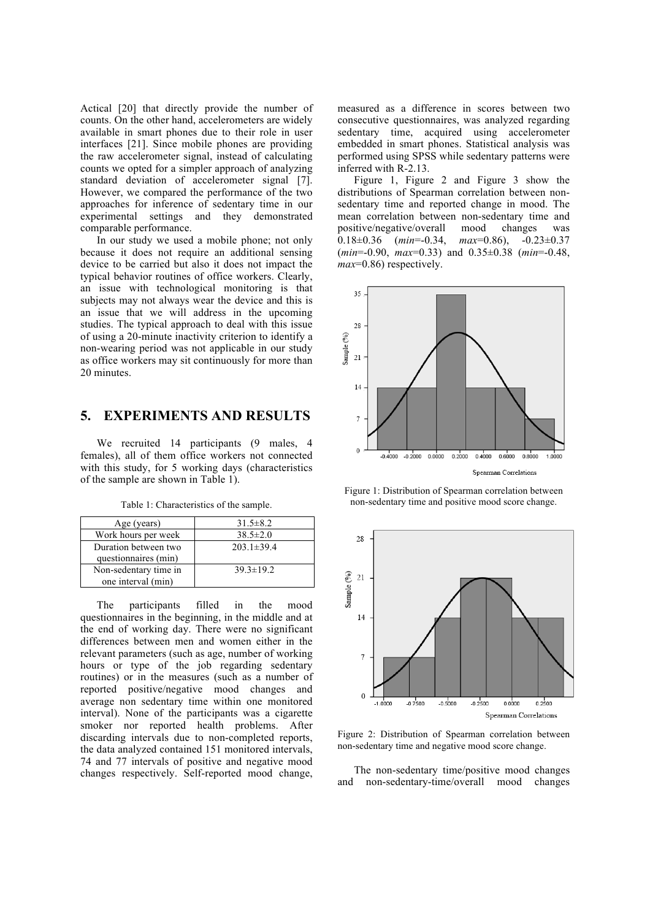Actical [20] that directly provide the number of counts. On the other hand, accelerometers are widely available in smart phones due to their role in user interfaces [21]. Since mobile phones are providing the raw accelerometer signal, instead of calculating counts we opted for a simpler approach of analyzing standard deviation of accelerometer signal [7]. However, we compared the performance of the two approaches for inference of sedentary time in our experimental settings and they demonstrated comparable performance.

In our study we used a mobile phone; not only because it does not require an additional sensing device to be carried but also it does not impact the typical behavior routines of office workers. Clearly, an issue with technological monitoring is that subjects may not always wear the device and this is an issue that we will address in the upcoming studies. The typical approach to deal with this issue of using a 20-minute inactivity criterion to identify a non-wearing period was not applicable in our study as office workers may sit continuously for more than 20 minutes.

## 5. EXPERIMENTS AND RESULTS

We recruited 14 participants (9 males, 4 females), all of them office workers not connected with this study, for 5 working days (characteristics of the sample are shown in Table 1).

Table 1: Characteristics of the sample.

| | |
|---|---|
| Age (years) | 31.5±8.2 |
| Work hours per week | 38.5±2.0 |
| Duration between two questionnaires (min) | 203.1±39.4 |
| Non-sedentary time in one interval (min) | 39.3±19.2 |

The participants filled in the mood questionnaires in the beginning, in the middle and at the end of working day. There were no significant differences between men and women either in the relevant parameters (such as age, number of working hours or type of the job regarding sedentary routines) or in the measures (such as a number of reported positive/negative mood changes and average non sedentary time within one monitored interval). None of the participants was a cigarette smoker nor reported health problems. After discarding intervals due to non-completed reports, the data analyzed contained 151 monitored intervals, 74 and 77 intervals of positive and negative mood changes respectively. Self-reported mood change, measured as a difference in scores between two consecutive questionnaires, was analyzed regarding sedentary time, acquired using accelerometer embedded in smart phones. Statistical analysis was performed using SPSS while sedentary patterns were inferred with R-2.13.

Figure 1, Figure 2 and Figure 3 show the distributions of Spearman correlation between non-sedentary time and reported change in mood. The mean correlation between non-sedentary time and positive/negative/overall mood changes was 0.18±0.36 (*min*=-0.34, *max*=0.86), -0.23±0.37 (*min*=-0.90, *max*=0.33) and 0.35±0.38 (*min*=-0.48, *max*=0.86) respectively.

Figure 1: Distribution of Spearman correlation between non-sedentary time and positive mood score change.

Figure 2: Distribution of Spearman correlation between non-sedentary time and negative mood score change.

The non-sedentary time/positive mood changes and non-sedentary-time/overall mood changes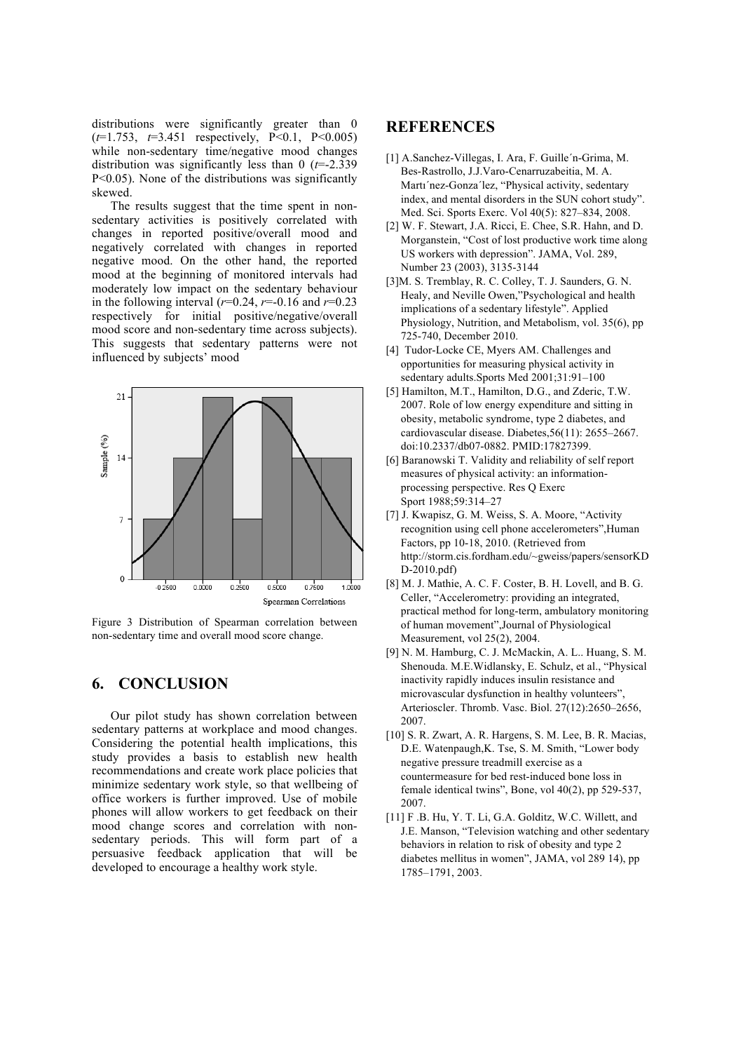distributions were significantly greater than 0 ($t$=1.753, $t$=3.451 respectively, P<0.1, P<0.005) while non-sedentary time/negative mood changes distribution was significantly less than 0 ($t$=-2.339 P<0.05). None of the distributions was significantly skewed.

The results suggest that the time spent in non-sedentary activities is positively correlated with changes in reported positive/overall mood and negatively correlated with changes in reported negative mood. On the other hand, the reported mood at the beginning of monitored intervals had moderately low impact on the sedentary behaviour in the following interval ($r$=0.24, $r$=-0.16 and $r$=0.23 respectively for initial positive/negative/overall mood score and non-sedentary time across subjects). This suggests that sedentary patterns were not influenced by subjects' mood

Figure 3 Distribution of Spearman correlation between non-sedentary time and overall mood score change.

## 6. CONCLUSION

Our pilot study has shown correlation between sedentary patterns at workplace and mood changes. Considering the potential health implications, this study provides a basis to establish new health recommendations and create work place policies that minimize sedentary work style, so that wellbeing of office workers is further improved. Use of mobile phones will allow workers to get feedback on their mood change scores and correlation with non-sedentary periods. This will form part of a persuasive feedback application that will be developed to encourage a healthy work style.

## REFERENCES

[1] A.Sanchez-Villegas, I. Ara, F. Guille´n-Grima, M. Bes-Rastrollo, J.J.Varo-Cenarruzabeitia, M. A. Martı´nez-Gonza´lez, "Physical activity, sedentary index, and mental disorders in the SUN cohort study". Med. Sci. Sports Exerc. Vol 40(5): 827–834, 2008.

[2] W. F. Stewart, J.A. Ricci, E. Chee, S.R. Hahn, and D. Morganstein, "Cost of lost productive work time along US workers with depression". JAMA, Vol. 289, Number 23 (2003), 3135-3144

[3]M. S. Tremblay, R. C. Colley, T. J. Saunders, G. N. Healy, and Neville Owen,"Psychological and health implications of a sedentary lifestyle". Applied Physiology, Nutrition, and Metabolism, vol. 35(6), pp 725-740, December 2010.

[4] Tudor-Locke CE, Myers AM. Challenges and opportunities for measuring physical activity in sedentary adults.Sports Med 2001;31:91–100

[5] Hamilton, M.T., Hamilton, D.G., and Zderic, T.W. 2007. Role of low energy expenditure and sitting in obesity, metabolic syndrome, type 2 diabetes, and cardiovascular disease. Diabetes,56(11): 2655–2667. doi:10.2337/db07-0882. PMID:17827399.

[6] Baranowski T. Validity and reliability of self report measures of physical activity: an information-processing perspective. Res Q Exerc Sport 1988;59:314–27

[7] J. Kwapisz, G. M. Weiss, S. A. Moore, "Activity recognition using cell phone accelerometers",Human Factors, pp 10-18, 2010. (Retrieved from http://storm.cis.fordham.edu/~gweiss/papers/sensorKDD-2010.pdf)

[8] M. J. Mathie, A. C. F. Coster, B. H. Lovell, and B. G. Celler, "Accelerometry: providing an integrated, practical method for long-term, ambulatory monitoring of human movement",Journal of Physiological Measurement, vol 25(2), 2004.

[9] N. M. Hamburg, C. J. McMackin, A. L.. Huang, S. M. Shenouda. M.E.Widlansky, E. Schulz, et al., "Physical inactivity rapidly induces insulin resistance and microvascular dysfunction in healthy volunteers", Arterioscler. Thromb. Vasc. Biol. 27(12):2650–2656, 2007.

[10] S. R. Zwart, A. R. Hargens, S. M. Lee, B. R. Macias, D.E. Watenpaugh,K. Tse, S. M. Smith, "Lower body negative pressure treadmill exercise as a countermeasure for bed rest-induced bone loss in female identical twins", Bone, vol 40(2), pp 529-537, 2007.

[11] F .B. Hu, Y. T. Li, G.A. Golditz, W.C. Willett, and J.E. Manson, "Television watching and other sedentary behaviors in relation to risk of obesity and type 2 diabetes mellitus in women", JAMA, vol 289 14), pp 1785–1791, 2003.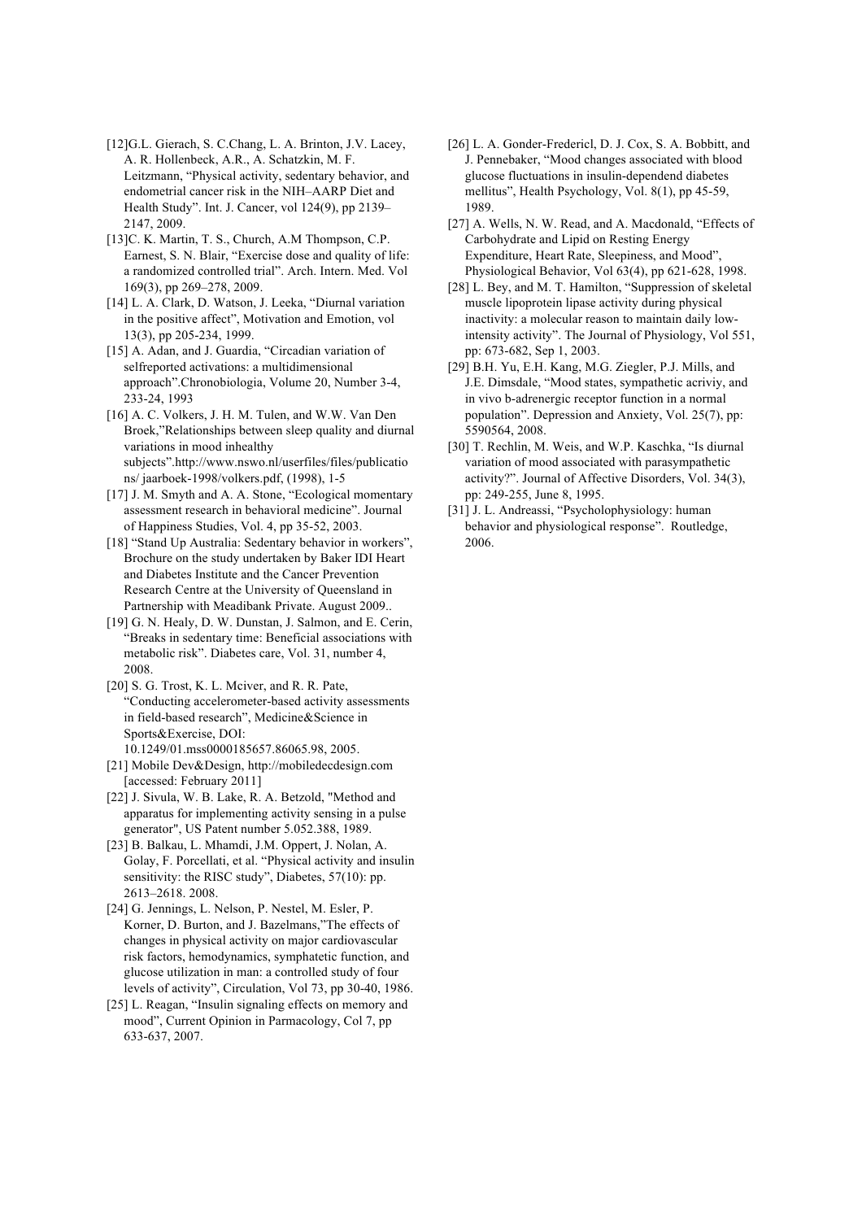[12]G.L. Gierach, S. C.Chang, L. A. Brinton, J.V. Lacey, A. R. Hollenbeck, A.R., A. Schatzkin, M. F. Leitzmann, "Physical activity, sedentary behavior, and endometrial cancer risk in the NIH–AARP Diet and Health Study". Int. J. Cancer, vol 124(9), pp 2139–2147, 2009.

[13]C. K. Martin, T. S., Church, A.M Thompson, C.P. Earnest, S. N. Blair, "Exercise dose and quality of life: a randomized controlled trial". Arch. Intern. Med. Vol 169(3), pp 269–278, 2009.

[14] L. A. Clark, D. Watson, J. Leeka, "Diurnal variation in the positive affect", Motivation and Emotion, vol 13(3), pp 205-234, 1999.

[15] A. Adan, and J. Guardia, "Circadian variation of selfreported activations: a multidimensional approach".Chronobiologia, Volume 20, Number 3-4, 233-24, 1993

[16] A. C. Volkers, J. H. M. Tulen, and W.W. Van Den Broek,"Relationships between sleep quality and diurnal variations in mood inhealthy subjects".http://www.nswo.nl/userfiles/files/publications/ jaarboek-1998/volkers.pdf, (1998), 1-5

[17] J. M. Smyth and A. A. Stone, "Ecological momentary assessment research in behavioral medicine". Journal of Happiness Studies, Vol. 4, pp 35-52, 2003.

[18] "Stand Up Australia: Sedentary behavior in workers", Brochure on the study undertaken by Baker IDI Heart and Diabetes Institute and the Cancer Prevention Research Centre at the University of Queensland in Partnership with Meadibank Private. August 2009..

[19] G. N. Healy, D. W. Dunstan, J. Salmon, and E. Cerin, "Breaks in sedentary time: Beneficial associations with metabolic risk". Diabetes care, Vol. 31, number 4, 2008.

[20] S. G. Trost, K. L. Mciver, and R. R. Pate, "Conducting accelerometer-based activity assessments in field-based research", Medicine&Science in Sports&Exercise, DOI: 10.1249/01.mss0000185657.86065.98, 2005.

[21] Mobile Dev&Design, http://mobiledecdesign.com [accessed: February 2011]

[22] J. Sivula, W. B. Lake, R. A. Betzold, "Method and apparatus for implementing activity sensing in a pulse generator", US Patent number 5.052.388, 1989.

[23] B. Balkau, L. Mhamdi, J.M. Oppert, J. Nolan, A. Golay, F. Porcellati, et al. "Physical activity and insulin sensitivity: the RISC study", Diabetes, 57(10): pp. 2613–2618. 2008.

[24] G. Jennings, L. Nelson, P. Nestel, M. Esler, P. Korner, D. Burton, and J. Bazelmans,"The effects of changes in physical activity on major cardiovascular risk factors, hemodynamics, symphatetic function, and glucose utilization in man: a controlled study of four levels of activity", Circulation, Vol 73, pp 30-40, 1986.

[25] L. Reagan, "Insulin signaling effects on memory and mood", Current Opinion in Parmacology, Col 7, pp 633-637, 2007.

[26] L. A. Gonder-Fredericl, D. J. Cox, S. A. Bobbitt, and J. Pennebaker, "Mood changes associated with blood glucose fluctuations in insulin-dependend diabetes mellitus", Health Psychology, Vol. 8(1), pp 45-59, 1989.

[27] A. Wells, N. W. Read, and A. Macdonald, "Effects of Carbohydrate and Lipid on Resting Energy Expenditure, Heart Rate, Sleepiness, and Mood", Physiological Behavior, Vol 63(4), pp 621-628, 1998.

[28] L. Bey, and M. T. Hamilton, "Suppression of skeletal muscle lipoprotein lipase activity during physical inactivity: a molecular reason to maintain daily low-intensity activity". The Journal of Physiology, Vol 551, pp: 673-682, Sep 1, 2003.

[29] B.H. Yu, E.H. Kang, M.G. Ziegler, P.J. Mills, and J.E. Dimsdale, "Mood states, sympathetic acriviy, and in vivo b-adrenergic receptor function in a normal population". Depression and Anxiety, Vol. 25(7), pp: 5590564, 2008.

[30] T. Rechlin, M. Weis, and W.P. Kaschka, "Is diurnal variation of mood associated with parasympathetic activity?". Journal of Affective Disorders, Vol. 34(3), pp: 249-255, June 8, 1995.

[31] J. L. Andreassi, "Psycholophysiology: human behavior and physiological response". Routledge, 2006.